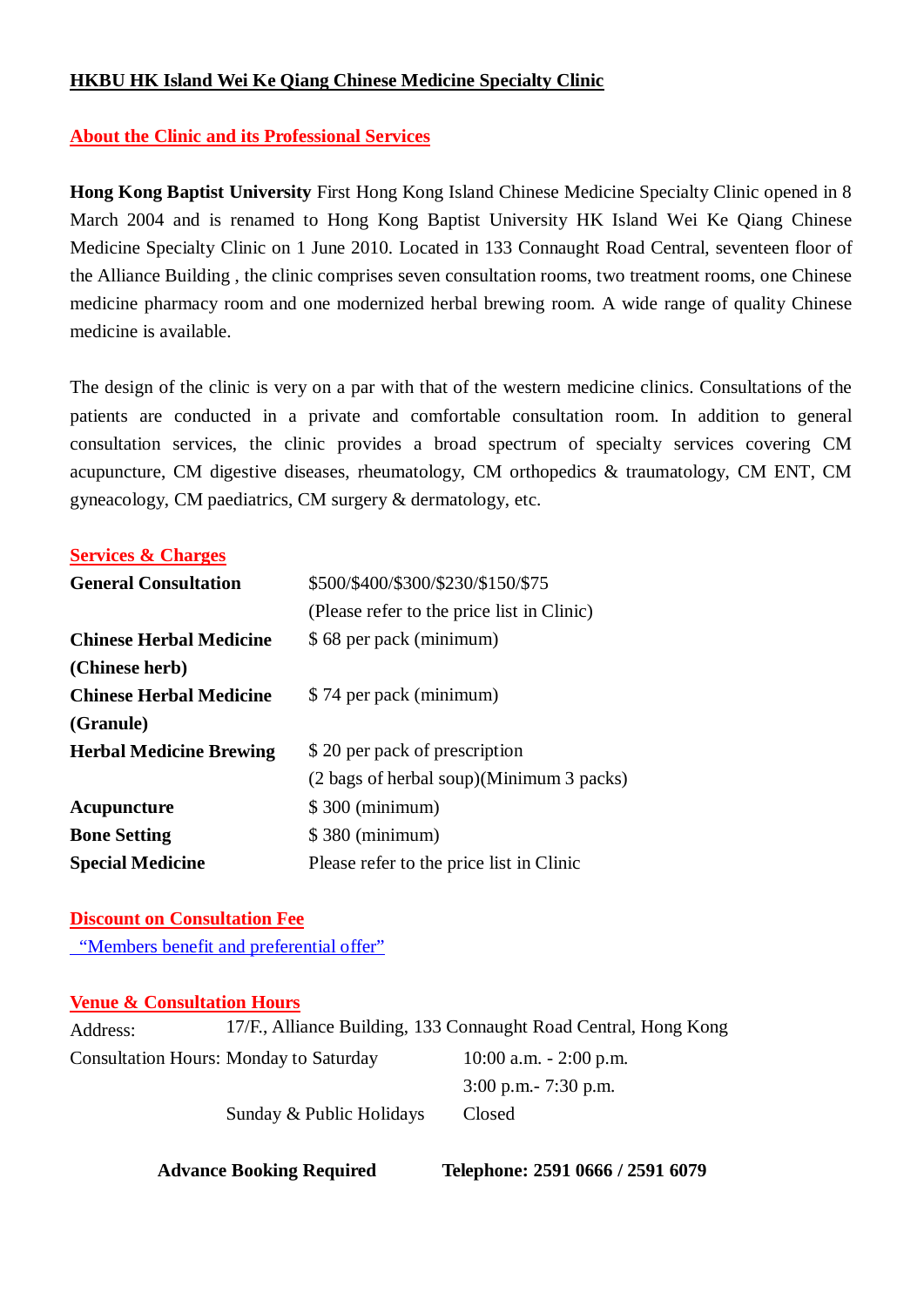# HKBU HK Island Wei Ke Qiang Chinese Medicine Specialty Clinic

## About the Clinic and its Professional Services

**Hong Kong Baptist University** First Hong Kong Island Chinese Medicine Specialty Clinic opened in 8 March 2004 and is renamed to Hong Kong Baptist University HK Island Wei Ke Qiang Chinese Medicine Specialty Clinic on 1 June 2010. Located in 133 Connaught Road Central, seventeen floor of the Alliance Building , the clinic comprises seven consultation rooms, two treatment rooms, one Chinese medicine pharmacy room and one modernized herbal brewing room. A wide range of quality Chinese medicine is available.

The design of the clinic is very on a par with that of the western medicine clinics. Consultations of the patients are conducted in a private and comfortable consultation room. In addition to general consultation services, the clinic provides a broad spectrum of specialty services covering CM acupuncture, CM digestive diseases, rheumatology, CM orthopedics & traumatology, CM ENT, CM gyneacology, CM paediatrics, CM surgery & dermatology, etc.

## Services & Charges

| | |
|---|---|
| **General Consultation** | $500/$400/$300/$230/$150/$75 (Please refer to the price list in Clinic) |
| **Chinese Herbal Medicine (Chinese herb)** | $ 68 per pack (minimum) |
| **Chinese Herbal Medicine (Granule)** | $ 74 per pack (minimum) |
| **Herbal Medicine Brewing** | $ 20 per pack of prescription (2 bags of herbal soup)(Minimum 3 packs) |
| **Acupuncture** | $ 300 (minimum) |
| **Bone Setting** | $ 380 (minimum) |
| **Special Medicine** | Please refer to the price list in Clinic |

## Discount on Consultation Fee

"Members benefit and preferential offer"

## Venue & Consultation Hours

Address: 17/F., Alliance Building, 133 Connaught Road Central, Hong Kong

| | | |
|---|---|---|
| Consultation Hours: | Monday to Saturday | 10:00 a.m. - 2:00 p.m. |
| | | 3:00 p.m.- 7:30 p.m. |
| | Sunday & Public Holidays | Closed |

**Advance Booking Required** **Telephone: 2591 0666 / 2591 6079**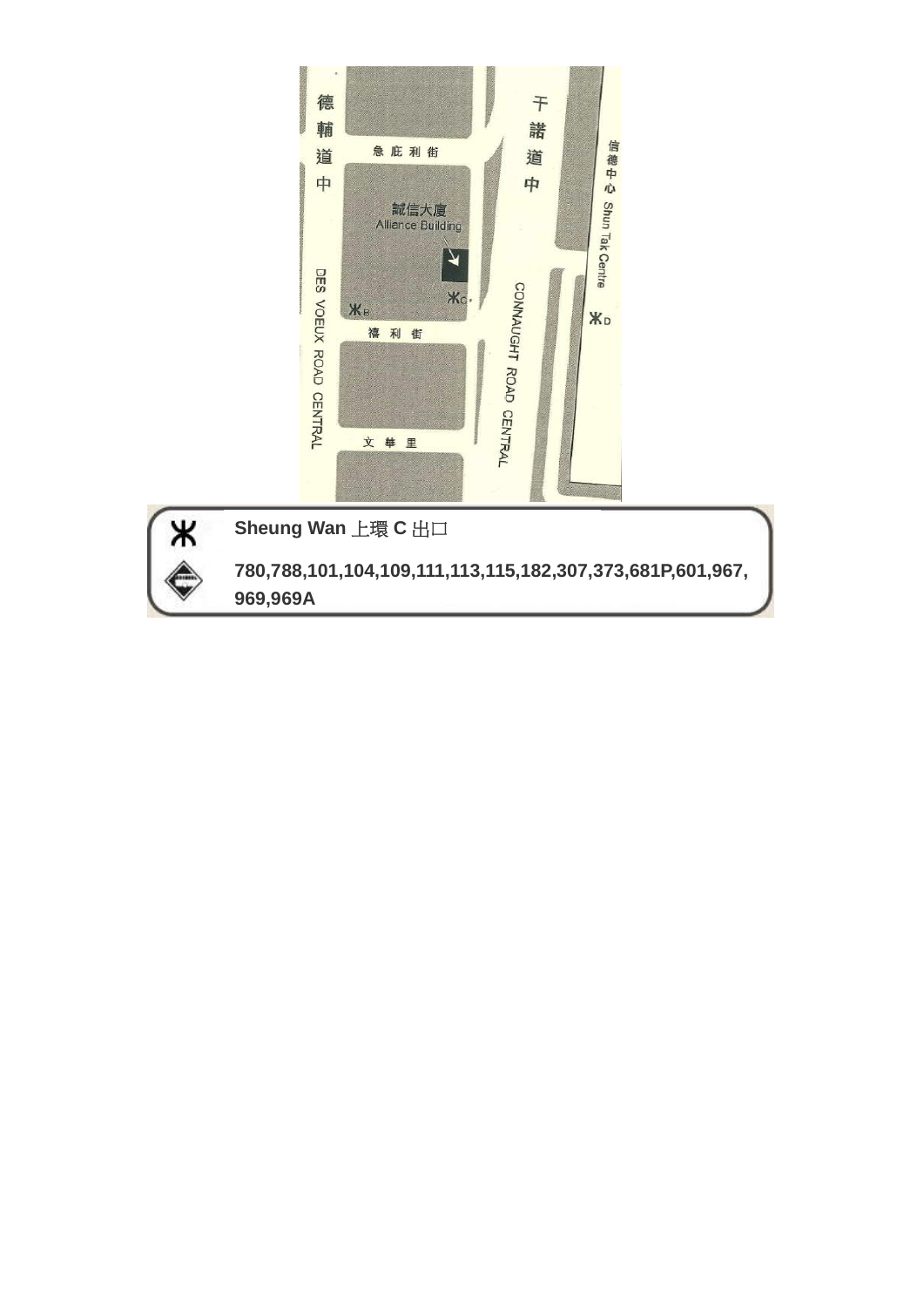德輔道中

急庇利街

干諾道中

信德中心 Shun Tak Centre

誠信大廈
Alliance Building

DES VOEUX ROAD CENTRAL

禧利街

CONNAUGHT ROAD CENTRAL

文華里

**Sheung Wan** 上環 **C** 出口

**780,788,101,104,109,111,113,115,182,307,373,681P,601,967,969,969A**